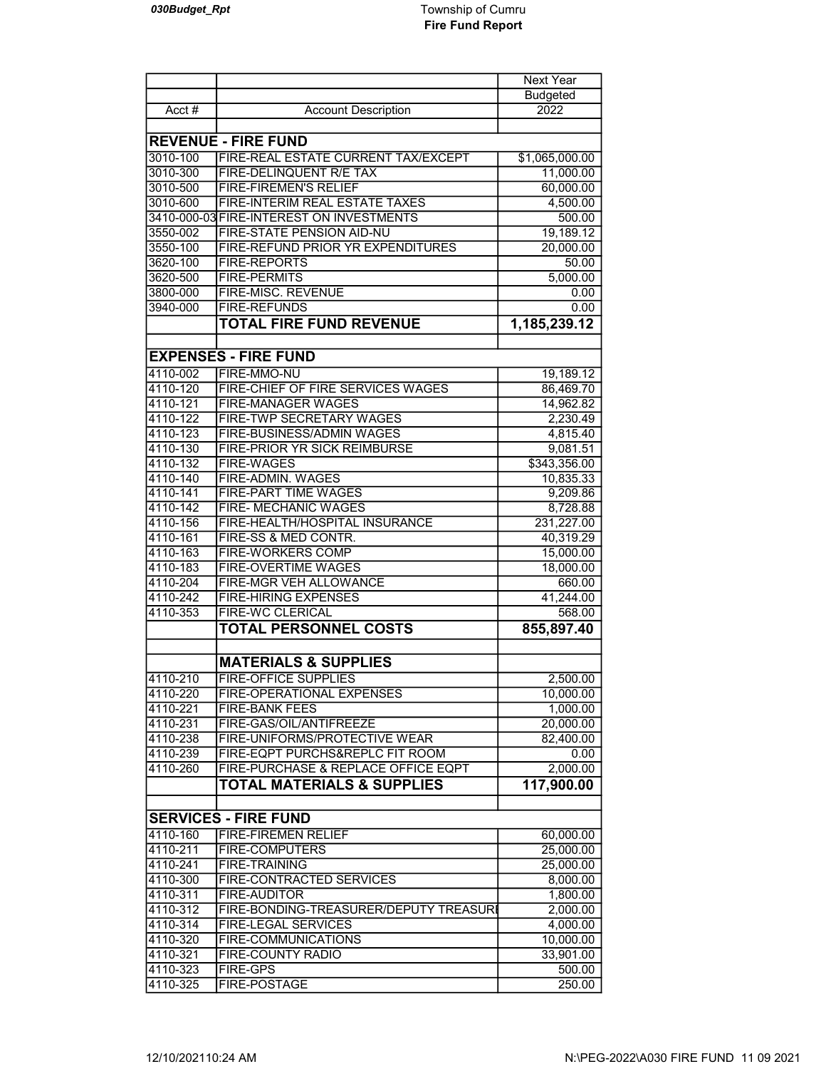Township of Cumru
**Fire Fund Report**

| Acct # | Account Description | Next Year Budgeted 2022 |
|---|---|---|
| | **REVENUE - FIRE FUND** | |
| 3010-100 | FIRE-REAL ESTATE CURRENT TAX/EXCEPT | $1,065,000.00 |
| 3010-300 | FIRE-DELINQUENT R/E TAX | 11,000.00 |
| 3010-500 | FIRE-FIREMEN'S RELIEF | 60,000.00 |
| 3010-600 | FIRE-INTERIM REAL ESTATE TAXES | 4,500.00 |
| 3410-000-03 | FIRE-INTEREST ON INVESTMENTS | 500.00 |
| 3550-002 | FIRE-STATE PENSION AID-NU | 19,189.12 |
| 3550-100 | FIRE-REFUND PRIOR YR EXPENDITURES | 20,000.00 |
| 3620-100 | FIRE-REPORTS | 50.00 |
| 3620-500 | FIRE-PERMITS | 5,000.00 |
| 3800-000 | FIRE-MISC. REVENUE | 0.00 |
| 3940-000 | FIRE-REFUNDS | 0.00 |
| | **TOTAL FIRE FUND REVENUE** | **1,185,239.12** |
| | | |
| | **EXPENSES - FIRE FUND** | |
| 4110-002 | FIRE-MMO-NU | 19,189.12 |
| 4110-120 | FIRE-CHIEF OF FIRE SERVICES WAGES | 86,469.70 |
| 4110-121 | FIRE-MANAGER WAGES | 14,962.82 |
| 4110-122 | FIRE-TWP SECRETARY WAGES | 2,230.49 |
| 4110-123 | FIRE-BUSINESS/ADMIN WAGES | 4,815.40 |
| 4110-130 | FIRE-PRIOR YR SICK REIMBURSE | 9,081.51 |
| 4110-132 | FIRE-WAGES | $343,356.00 |
| 4110-140 | FIRE-ADMIN. WAGES | 10,835.33 |
| 4110-141 | FIRE-PART TIME WAGES | 9,209.86 |
| 4110-142 | FIRE- MECHANIC WAGES | 8,728.88 |
| 4110-156 | FIRE-HEALTH/HOSPITAL INSURANCE | 231,227.00 |
| 4110-161 | FIRE-SS & MED CONTR. | 40,319.29 |
| 4110-163 | FIRE-WORKERS COMP | 15,000.00 |
| 4110-183 | FIRE-OVERTIME WAGES | 18,000.00 |
| 4110-204 | FIRE-MGR VEH ALLOWANCE | 660.00 |
| 4110-242 | FIRE-HIRING EXPENSES | 41,244.00 |
| 4110-353 | FIRE-WC CLERICAL | 568.00 |
| | **TOTAL PERSONNEL COSTS** | **855,897.40** |
| | | |
| | **MATERIALS & SUPPLIES** | |
| 4110-210 | FIRE-OFFICE SUPPLIES | 2,500.00 |
| 4110-220 | FIRE-OPERATIONAL EXPENSES | 10,000.00 |
| 4110-221 | FIRE-BANK FEES | 1,000.00 |
| 4110-231 | FIRE-GAS/OIL/ANTIFREEZE | 20,000.00 |
| 4110-238 | FIRE-UNIFORMS/PROTECTIVE WEAR | 82,400.00 |
| 4110-239 | FIRE-EQPT PURCHS&REPLC FIT ROOM | 0.00 |
| 4110-260 | FIRE-PURCHASE & REPLACE OFFICE EQPT | 2,000.00 |
| | **TOTAL MATERIALS & SUPPLIES** | **117,900.00** |
| | | |
| | **SERVICES - FIRE FUND** | |
| 4110-160 | FIRE-FIREMEN RELIEF | 60,000.00 |
| 4110-211 | FIRE-COMPUTERS | 25,000.00 |
| 4110-241 | FIRE-TRAINING | 25,000.00 |
| 4110-300 | FIRE-CONTRACTED SERVICES | 8,000.00 |
| 4110-311 | FIRE-AUDITOR | 1,800.00 |
| 4110-312 | FIRE-BONDING-TREASURER/DEPUTY TREASURI | 2,000.00 |
| 4110-314 | FIRE-LEGAL SERVICES | 4,000.00 |
| 4110-320 | FIRE-COMMUNICATIONS | 10,000.00 |
| 4110-321 | FIRE-COUNTY RADIO | 33,901.00 |
| 4110-323 | FIRE-GPS | 500.00 |
| 4110-325 | FIRE-POSTAGE | 250.00 |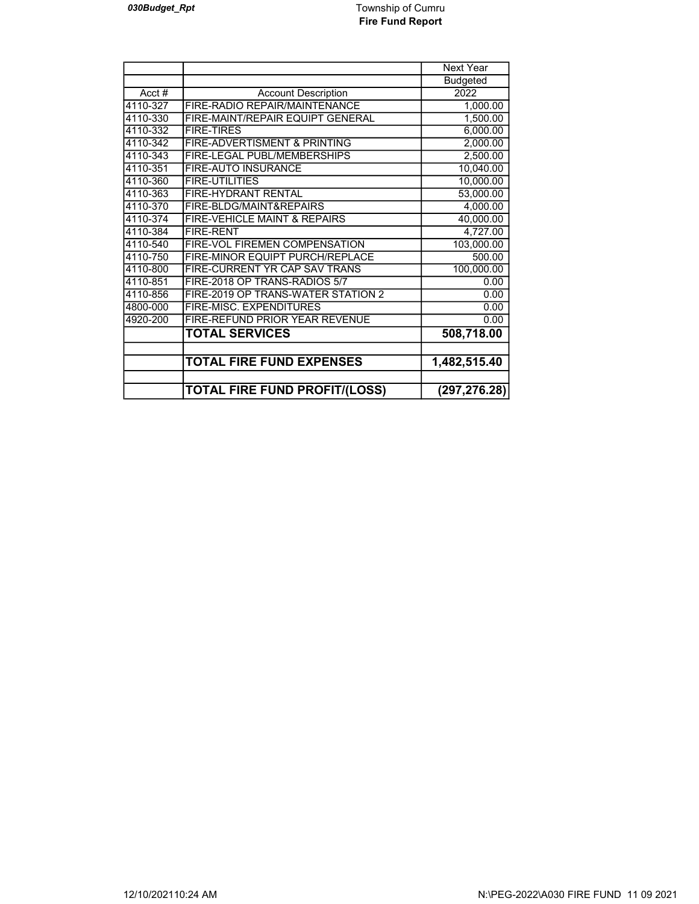| | | Next Year |
|---|---|---|
| | | Budgeted |
| Acct # | Account Description | 2022 |
| 4110-327 | FIRE-RADIO REPAIR/MAINTENANCE | 1,000.00 |
| 4110-330 | FIRE-MAINT/REPAIR EQUIPT GENERAL | 1,500.00 |
| 4110-332 | FIRE-TIRES | 6,000.00 |
| 4110-342 | FIRE-ADVERTISMENT & PRINTING | 2,000.00 |
| 4110-343 | FIRE-LEGAL PUBL/MEMBERSHIPS | 2,500.00 |
| 4110-351 | FIRE-AUTO INSURANCE | 10,040.00 |
| 4110-360 | FIRE-UTILITIES | 10,000.00 |
| 4110-363 | FIRE-HYDRANT RENTAL | 53,000.00 |
| 4110-370 | FIRE-BLDG/MAINT&REPAIRS | 4,000.00 |
| 4110-374 | FIRE-VEHICLE MAINT & REPAIRS | 40,000.00 |
| 4110-384 | FIRE-RENT | 4,727.00 |
| 4110-540 | FIRE-VOL FIREMEN COMPENSATION | 103,000.00 |
| 4110-750 | FIRE-MINOR EQUIPT PURCH/REPLACE | 500.00 |
| 4110-800 | FIRE-CURRENT YR CAP SAV TRANS | 100,000.00 |
| 4110-851 | FIRE-2018 OP TRANS-RADIOS 5/7 | 0.00 |
| 4110-856 | FIRE-2019 OP TRANS-WATER STATION 2 | 0.00 |
| 4800-000 | FIRE-MISC. EXPENDITURES | 0.00 |
| 4920-200 | FIRE-REFUND PRIOR YEAR REVENUE | 0.00 |
| | **TOTAL SERVICES** | **508,718.00** |
| | | |
| | **TOTAL FIRE FUND EXPENSES** | **1,482,515.40** |
| | | |
| | **TOTAL FIRE FUND PROFIT/(LOSS)** | **(297,276.28)** |